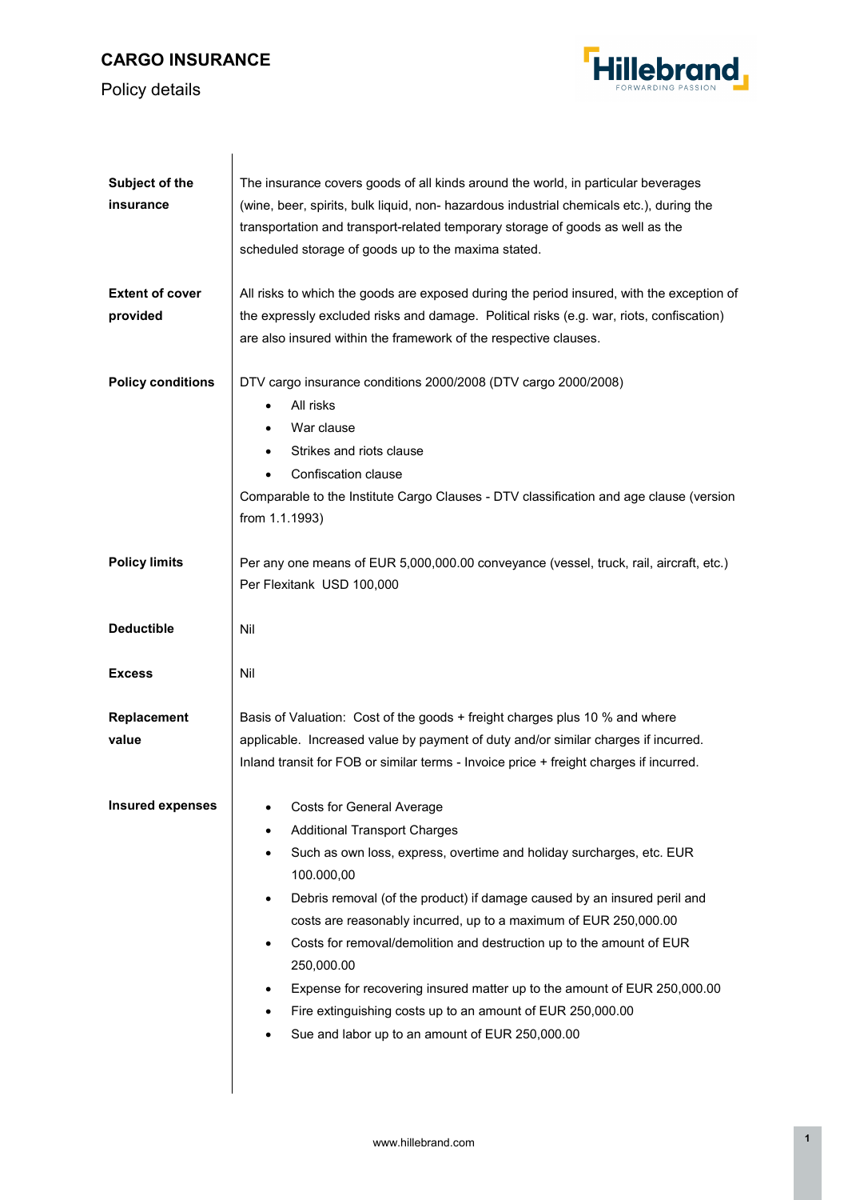# CARGO INSURANCE

Policy details

| | |
|---|---|
| **Subject of the insurance** | The insurance covers goods of all kinds around the world, in particular beverages (wine, beer, spirits, bulk liquid, non- hazardous industrial chemicals etc.), during the transportation and transport-related temporary storage of goods as well as the scheduled storage of goods up to the maxima stated. |
| **Extent of cover provided** | All risks to which the goods are exposed during the period insured, with the exception of the expressly excluded risks and damage. Political risks (e.g. war, riots, confiscation) are also insured within the framework of the respective clauses. |
| **Policy conditions** | DTV cargo insurance conditions 2000/2008 (DTV cargo 2000/2008)<br>• All risks<br>• War clause<br>• Strikes and riots clause<br>• Confiscation clause<br>Comparable to the Institute Cargo Clauses - DTV classification and age clause (version from 1.1.1993) |
| **Policy limits** | Per any one means of EUR 5,000,000.00 conveyance (vessel, truck, rail, aircraft, etc.)<br>Per Flexitank USD 100,000 |
| **Deductible** | Nil |
| **Excess** | Nil |
| **Replacement value** | Basis of Valuation: Cost of the goods + freight charges plus 10 % and where applicable. Increased value by payment of duty and/or similar charges if incurred. Inland transit for FOB or similar terms - Invoice price + freight charges if incurred. |
| **Insured expenses** | • Costs for General Average<br>• Additional Transport Charges<br>• Such as own loss, express, overtime and holiday surcharges, etc. EUR 100.000,00<br>• Debris removal (of the product) if damage caused by an insured peril and costs are reasonably incurred, up to a maximum of EUR 250,000.00<br>• Costs for removal/demolition and destruction up to the amount of EUR 250,000.00<br>• Expense for recovering insured matter up to the amount of EUR 250,000.00<br>• Fire extinguishing costs up to an amount of EUR 250,000.00<br>• Sue and labor up to an amount of EUR 250,000.00 |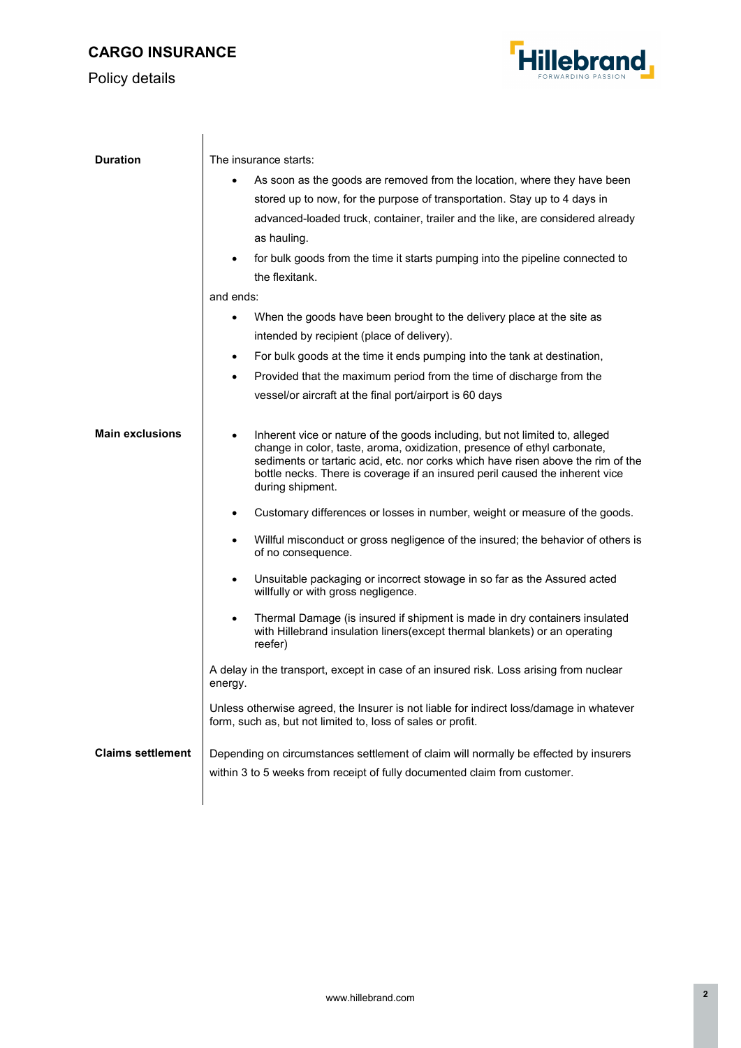# CARGO INSURANCE

Policy details

**Duration**

The insurance starts:

- As soon as the goods are removed from the location, where they have been stored up to now, for the purpose of transportation. Stay up to 4 days in advanced-loaded truck, container, trailer and the like, are considered already as hauling.
- for bulk goods from the time it starts pumping into the pipeline connected to the flexitank.

and ends:

- When the goods have been brought to the delivery place at the site as intended by recipient (place of delivery).
- For bulk goods at the time it ends pumping into the tank at destination,
- Provided that the maximum period from the time of discharge from the vessel/or aircraft at the final port/airport is 60 days

**Main exclusions**

- Inherent vice or nature of the goods including, but not limited to, alleged change in color, taste, aroma, oxidization, presence of ethyl carbonate, sediments or tartaric acid, etc. nor corks which have risen above the rim of the bottle necks. There is coverage if an insured peril caused the inherent vice during shipment.
- Customary differences or losses in number, weight or measure of the goods.
- Willful misconduct or gross negligence of the insured; the behavior of others is of no consequence.
- Unsuitable packaging or incorrect stowage in so far as the Assured acted willfully or with gross negligence.
- Thermal Damage (is insured if shipment is made in dry containers insulated with Hillebrand insulation liners(except thermal blankets) or an operating reefer)

A delay in the transport, except in case of an insured risk. Loss arising from nuclear energy.

Unless otherwise agreed, the Insurer is not liable for indirect loss/damage in whatever form, such as, but not limited to, loss of sales or profit.

**Claims settlement**

Depending on circumstances settlement of claim will normally be effected by insurers within 3 to 5 weeks from receipt of fully documented claim from customer.